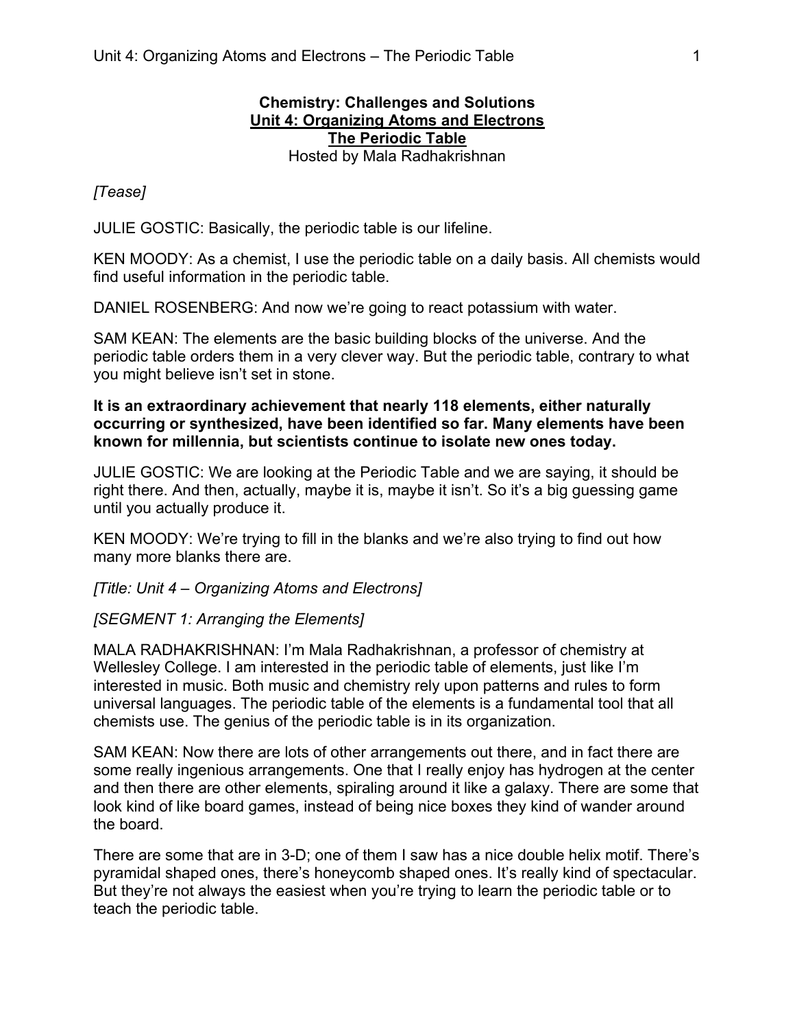**Chemistry: Challenges and Solutions**
**Unit 4: Organizing Atoms and Electrons**
**The Periodic Table**
Hosted by Mala Radhakrishnan

*[Tease]*

JULIE GOSTIC: Basically, the periodic table is our lifeline.

KEN MOODY: As a chemist, I use the periodic table on a daily basis. All chemists would find useful information in the periodic table.

DANIEL ROSENBERG: And now we're going to react potassium with water.

SAM KEAN: The elements are the basic building blocks of the universe. And the periodic table orders them in a very clever way. But the periodic table, contrary to what you might believe isn't set in stone.

**It is an extraordinary achievement that nearly 118 elements, either naturally occurring or synthesized, have been identified so far. Many elements have been known for millennia, but scientists continue to isolate new ones today.**

JULIE GOSTIC: We are looking at the Periodic Table and we are saying, it should be right there. And then, actually, maybe it is, maybe it isn't. So it's a big guessing game until you actually produce it.

KEN MOODY: We're trying to fill in the blanks and we're also trying to find out how many more blanks there are.

*[Title: Unit 4 – Organizing Atoms and Electrons]*

*[SEGMENT 1: Arranging the Elements]*

MALA RADHAKRISHNAN: I'm Mala Radhakrishnan, a professor of chemistry at Wellesley College. I am interested in the periodic table of elements, just like I'm interested in music. Both music and chemistry rely upon patterns and rules to form universal languages. The periodic table of the elements is a fundamental tool that all chemists use. The genius of the periodic table is in its organization.

SAM KEAN: Now there are lots of other arrangements out there, and in fact there are some really ingenious arrangements. One that I really enjoy has hydrogen at the center and then there are other elements, spiraling around it like a galaxy. There are some that look kind of like board games, instead of being nice boxes they kind of wander around the board.

There are some that are in 3-D; one of them I saw has a nice double helix motif. There's pyramidal shaped ones, there's honeycomb shaped ones. It's really kind of spectacular. But they're not always the easiest when you're trying to learn the periodic table or to teach the periodic table.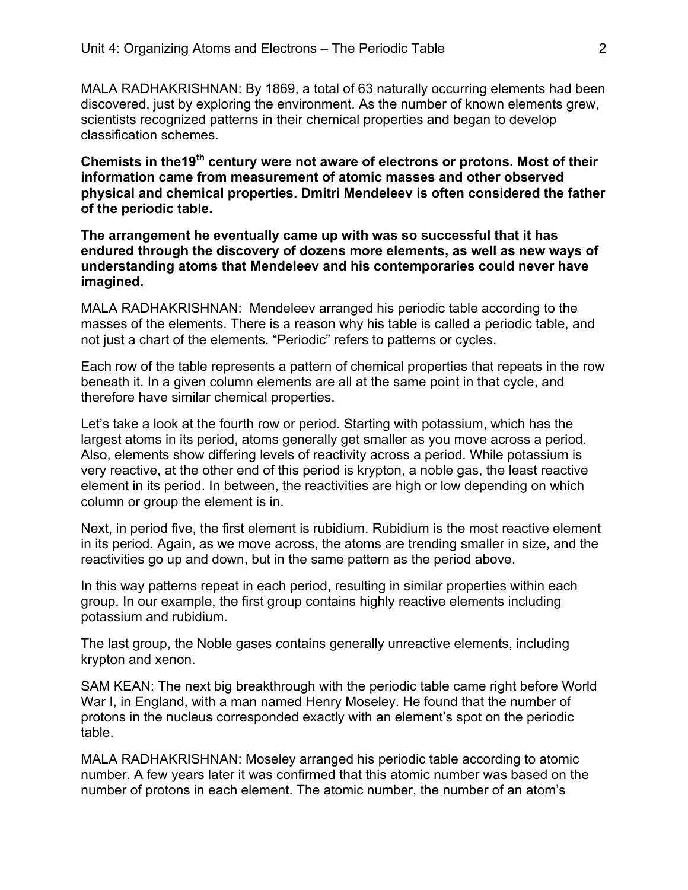MALA RADHAKRISHNAN: By 1869, a total of 63 naturally occurring elements had been discovered, just by exploring the environment. As the number of known elements grew, scientists recognized patterns in their chemical properties and began to develop classification schemes.

**Chemists in the19th century were not aware of electrons or protons. Most of their information came from measurement of atomic masses and other observed physical and chemical properties. Dmitri Mendeleev is often considered the father of the periodic table.**

**The arrangement he eventually came up with was so successful that it has endured through the discovery of dozens more elements, as well as new ways of understanding atoms that Mendeleev and his contemporaries could never have imagined.**

MALA RADHAKRISHNAN: Mendeleev arranged his periodic table according to the masses of the elements. There is a reason why his table is called a periodic table, and not just a chart of the elements. "Periodic" refers to patterns or cycles.

Each row of the table represents a pattern of chemical properties that repeats in the row beneath it. In a given column elements are all at the same point in that cycle, and therefore have similar chemical properties.

Let's take a look at the fourth row or period. Starting with potassium, which has the largest atoms in its period, atoms generally get smaller as you move across a period. Also, elements show differing levels of reactivity across a period. While potassium is very reactive, at the other end of this period is krypton, a noble gas, the least reactive element in its period. In between, the reactivities are high or low depending on which column or group the element is in.

Next, in period five, the first element is rubidium. Rubidium is the most reactive element in its period. Again, as we move across, the atoms are trending smaller in size, and the reactivities go up and down, but in the same pattern as the period above.

In this way patterns repeat in each period, resulting in similar properties within each group. In our example, the first group contains highly reactive elements including potassium and rubidium.

The last group, the Noble gases contains generally unreactive elements, including krypton and xenon.

SAM KEAN: The next big breakthrough with the periodic table came right before World War I, in England, with a man named Henry Moseley. He found that the number of protons in the nucleus corresponded exactly with an element's spot on the periodic table.

MALA RADHAKRISHNAN: Moseley arranged his periodic table according to atomic number. A few years later it was confirmed that this atomic number was based on the number of protons in each element. The atomic number, the number of an atom's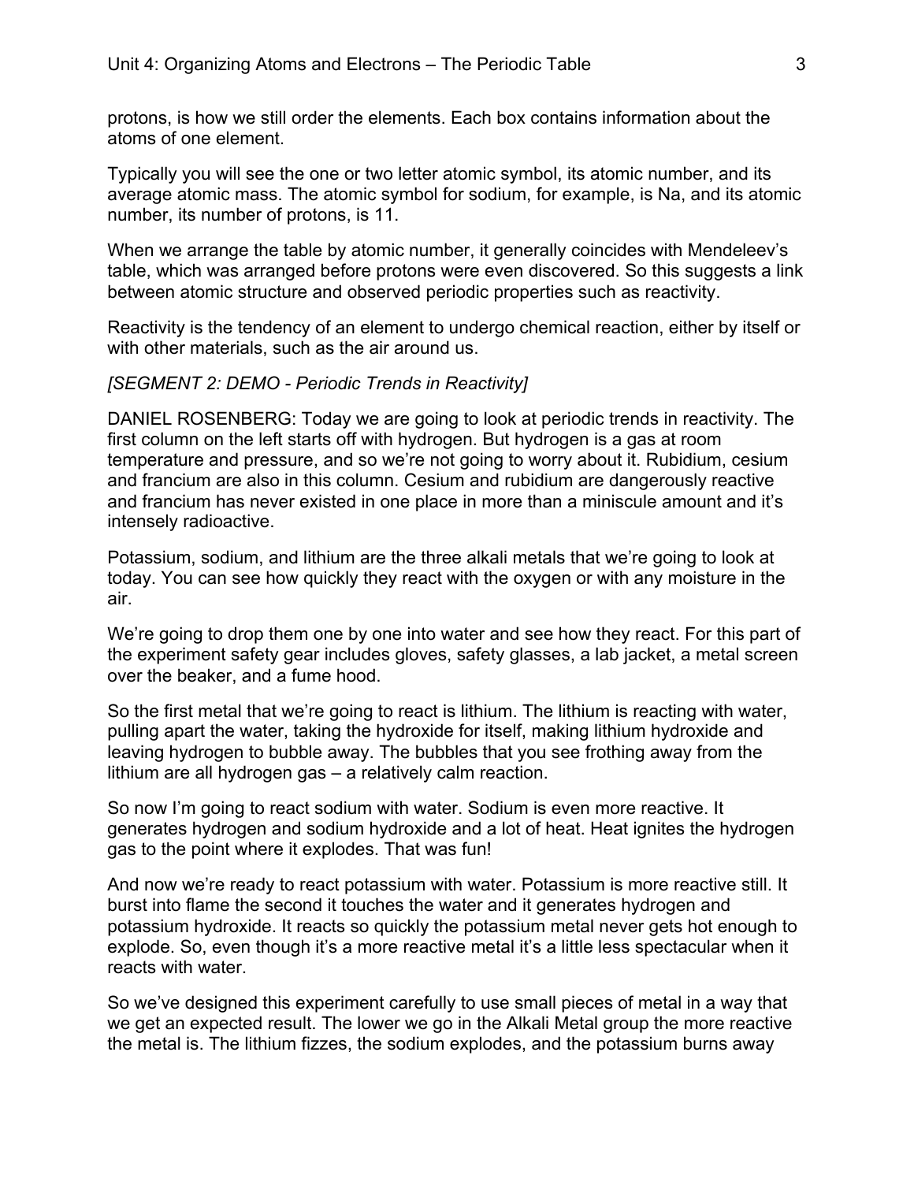protons, is how we still order the elements. Each box contains information about the atoms of one element.

Typically you will see the one or two letter atomic symbol, its atomic number, and its average atomic mass. The atomic symbol for sodium, for example, is Na, and its atomic number, its number of protons, is 11.

When we arrange the table by atomic number, it generally coincides with Mendeleev's table, which was arranged before protons were even discovered. So this suggests a link between atomic structure and observed periodic properties such as reactivity.

Reactivity is the tendency of an element to undergo chemical reaction, either by itself or with other materials, such as the air around us.

*[SEGMENT 2: DEMO - Periodic Trends in Reactivity]*

DANIEL ROSENBERG: Today we are going to look at periodic trends in reactivity. The first column on the left starts off with hydrogen. But hydrogen is a gas at room temperature and pressure, and so we're not going to worry about it. Rubidium, cesium and francium are also in this column. Cesium and rubidium are dangerously reactive and francium has never existed in one place in more than a miniscule amount and it's intensely radioactive.

Potassium, sodium, and lithium are the three alkali metals that we're going to look at today. You can see how quickly they react with the oxygen or with any moisture in the air.

We're going to drop them one by one into water and see how they react. For this part of the experiment safety gear includes gloves, safety glasses, a lab jacket, a metal screen over the beaker, and a fume hood.

So the first metal that we're going to react is lithium. The lithium is reacting with water, pulling apart the water, taking the hydroxide for itself, making lithium hydroxide and leaving hydrogen to bubble away. The bubbles that you see frothing away from the lithium are all hydrogen gas – a relatively calm reaction.

So now I'm going to react sodium with water. Sodium is even more reactive. It generates hydrogen and sodium hydroxide and a lot of heat. Heat ignites the hydrogen gas to the point where it explodes. That was fun!

And now we're ready to react potassium with water. Potassium is more reactive still. It burst into flame the second it touches the water and it generates hydrogen and potassium hydroxide. It reacts so quickly the potassium metal never gets hot enough to explode. So, even though it's a more reactive metal it's a little less spectacular when it reacts with water.

So we've designed this experiment carefully to use small pieces of metal in a way that we get an expected result. The lower we go in the Alkali Metal group the more reactive the metal is. The lithium fizzes, the sodium explodes, and the potassium burns away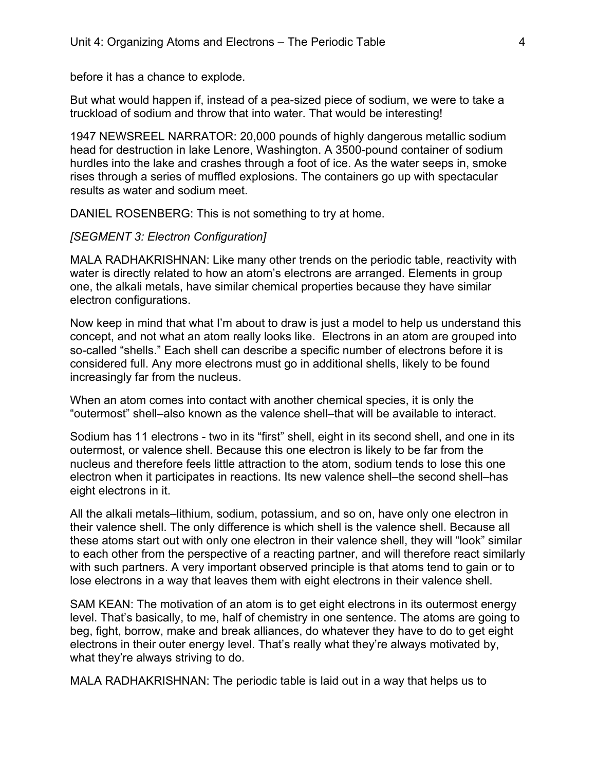before it has a chance to explode.

But what would happen if, instead of a pea-sized piece of sodium, we were to take a truckload of sodium and throw that into water. That would be interesting!

1947 NEWSREEL NARRATOR: 20,000 pounds of highly dangerous metallic sodium head for destruction in lake Lenore, Washington. A 3500-pound container of sodium hurdles into the lake and crashes through a foot of ice. As the water seeps in, smoke rises through a series of muffled explosions. The containers go up with spectacular results as water and sodium meet.

DANIEL ROSENBERG: This is not something to try at home.

*[SEGMENT 3: Electron Configuration]*

MALA RADHAKRISHNAN: Like many other trends on the periodic table, reactivity with water is directly related to how an atom's electrons are arranged. Elements in group one, the alkali metals, have similar chemical properties because they have similar electron configurations.

Now keep in mind that what I'm about to draw is just a model to help us understand this concept, and not what an atom really looks like. Electrons in an atom are grouped into so-called "shells." Each shell can describe a specific number of electrons before it is considered full. Any more electrons must go in additional shells, likely to be found increasingly far from the nucleus.

When an atom comes into contact with another chemical species, it is only the "outermost" shell–also known as the valence shell–that will be available to interact.

Sodium has 11 electrons - two in its "first" shell, eight in its second shell, and one in its outermost, or valence shell. Because this one electron is likely to be far from the nucleus and therefore feels little attraction to the atom, sodium tends to lose this one electron when it participates in reactions. Its new valence shell–the second shell–has eight electrons in it.

All the alkali metals–lithium, sodium, potassium, and so on, have only one electron in their valence shell. The only difference is which shell is the valence shell. Because all these atoms start out with only one electron in their valence shell, they will "look" similar to each other from the perspective of a reacting partner, and will therefore react similarly with such partners. A very important observed principle is that atoms tend to gain or to lose electrons in a way that leaves them with eight electrons in their valence shell.

SAM KEAN: The motivation of an atom is to get eight electrons in its outermost energy level. That's basically, to me, half of chemistry in one sentence. The atoms are going to beg, fight, borrow, make and break alliances, do whatever they have to do to get eight electrons in their outer energy level. That's really what they're always motivated by, what they're always striving to do.

MALA RADHAKRISHNAN: The periodic table is laid out in a way that helps us to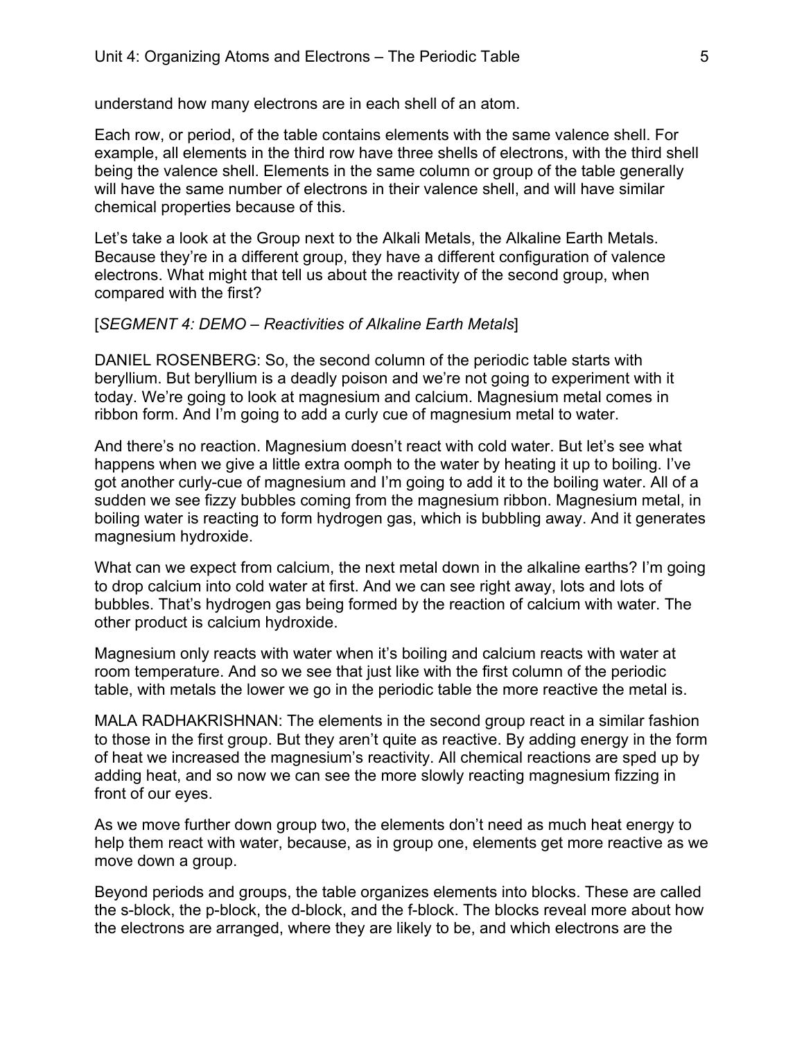understand how many electrons are in each shell of an atom.

Each row, or period, of the table contains elements with the same valence shell. For example, all elements in the third row have three shells of electrons, with the third shell being the valence shell. Elements in the same column or group of the table generally will have the same number of electrons in their valence shell, and will have similar chemical properties because of this.

Let's take a look at the Group next to the Alkali Metals, the Alkaline Earth Metals. Because they're in a different group, they have a different configuration of valence electrons. What might that tell us about the reactivity of the second group, when compared with the first?

[*SEGMENT 4: DEMO – Reactivities of Alkaline Earth Metals*]

DANIEL ROSENBERG: So, the second column of the periodic table starts with beryllium. But beryllium is a deadly poison and we're not going to experiment with it today. We're going to look at magnesium and calcium. Magnesium metal comes in ribbon form. And I'm going to add a curly cue of magnesium metal to water.

And there's no reaction. Magnesium doesn't react with cold water. But let's see what happens when we give a little extra oomph to the water by heating it up to boiling. I've got another curly-cue of magnesium and I'm going to add it to the boiling water. All of a sudden we see fizzy bubbles coming from the magnesium ribbon. Magnesium metal, in boiling water is reacting to form hydrogen gas, which is bubbling away. And it generates magnesium hydroxide.

What can we expect from calcium, the next metal down in the alkaline earths? I'm going to drop calcium into cold water at first. And we can see right away, lots and lots of bubbles. That's hydrogen gas being formed by the reaction of calcium with water. The other product is calcium hydroxide.

Magnesium only reacts with water when it's boiling and calcium reacts with water at room temperature. And so we see that just like with the first column of the periodic table, with metals the lower we go in the periodic table the more reactive the metal is.

MALA RADHAKRISHNAN: The elements in the second group react in a similar fashion to those in the first group. But they aren't quite as reactive. By adding energy in the form of heat we increased the magnesium's reactivity. All chemical reactions are sped up by adding heat, and so now we can see the more slowly reacting magnesium fizzing in front of our eyes.

As we move further down group two, the elements don't need as much heat energy to help them react with water, because, as in group one, elements get more reactive as we move down a group.

Beyond periods and groups, the table organizes elements into blocks. These are called the s-block, the p-block, the d-block, and the f-block. The blocks reveal more about how the electrons are arranged, where they are likely to be, and which electrons are the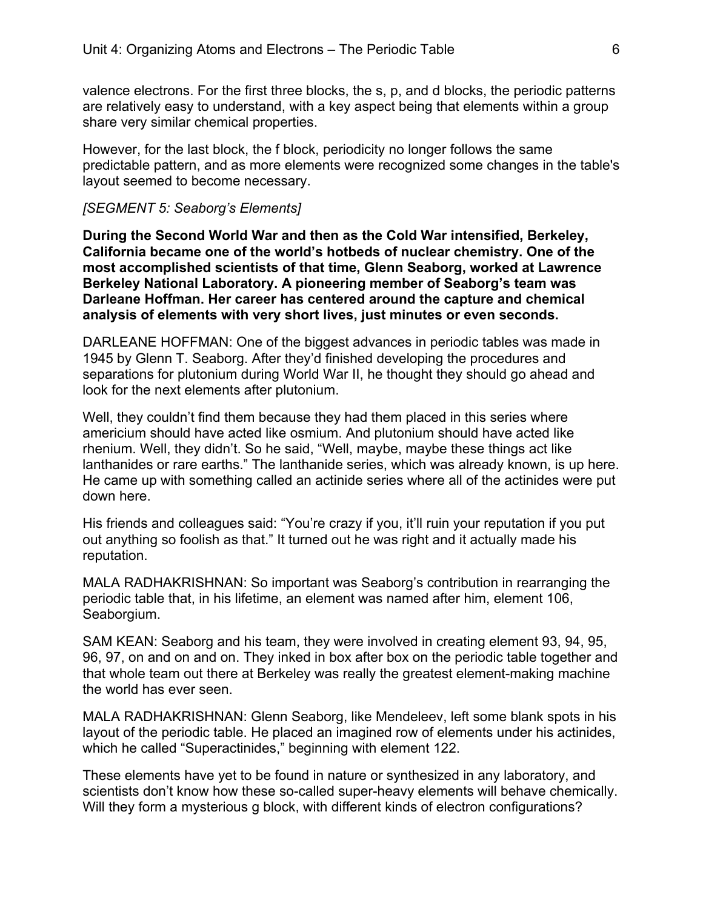valence electrons. For the first three blocks, the s, p, and d blocks, the periodic patterns are relatively easy to understand, with a key aspect being that elements within a group share very similar chemical properties.

However, for the last block, the f block, periodicity no longer follows the same predictable pattern, and as more elements were recognized some changes in the table's layout seemed to become necessary.

*[SEGMENT 5: Seaborg's Elements]*

**During the Second World War and then as the Cold War intensified, Berkeley, California became one of the world's hotbeds of nuclear chemistry. One of the most accomplished scientists of that time, Glenn Seaborg, worked at Lawrence Berkeley National Laboratory. A pioneering member of Seaborg's team was Darleane Hoffman. Her career has centered around the capture and chemical analysis of elements with very short lives, just minutes or even seconds.**

DARLEANE HOFFMAN: One of the biggest advances in periodic tables was made in 1945 by Glenn T. Seaborg. After they'd finished developing the procedures and separations for plutonium during World War II, he thought they should go ahead and look for the next elements after plutonium.

Well, they couldn't find them because they had them placed in this series where americium should have acted like osmium. And plutonium should have acted like rhenium. Well, they didn't. So he said, "Well, maybe, maybe these things act like lanthanides or rare earths." The lanthanide series, which was already known, is up here. He came up with something called an actinide series where all of the actinides were put down here.

His friends and colleagues said: "You're crazy if you, it'll ruin your reputation if you put out anything so foolish as that." It turned out he was right and it actually made his reputation.

MALA RADHAKRISHNAN: So important was Seaborg's contribution in rearranging the periodic table that, in his lifetime, an element was named after him, element 106, Seaborgium.

SAM KEAN: Seaborg and his team, they were involved in creating element 93, 94, 95, 96, 97, on and on and on. They inked in box after box on the periodic table together and that whole team out there at Berkeley was really the greatest element-making machine the world has ever seen.

MALA RADHAKRISHNAN: Glenn Seaborg, like Mendeleev, left some blank spots in his layout of the periodic table. He placed an imagined row of elements under his actinides, which he called "Superactinides," beginning with element 122.

These elements have yet to be found in nature or synthesized in any laboratory, and scientists don't know how these so-called super-heavy elements will behave chemically. Will they form a mysterious g block, with different kinds of electron configurations?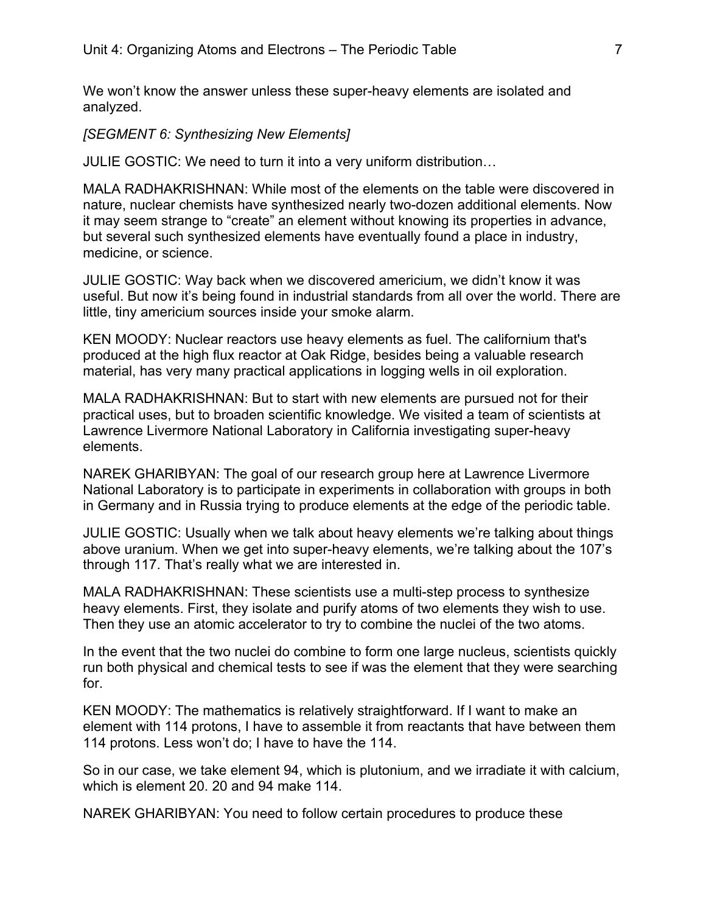We won't know the answer unless these super-heavy elements are isolated and analyzed.

*[SEGMENT 6: Synthesizing New Elements]*

JULIE GOSTIC: We need to turn it into a very uniform distribution…

MALA RADHAKRISHNAN: While most of the elements on the table were discovered in nature, nuclear chemists have synthesized nearly two-dozen additional elements. Now it may seem strange to "create" an element without knowing its properties in advance, but several such synthesized elements have eventually found a place in industry, medicine, or science.

JULIE GOSTIC: Way back when we discovered americium, we didn't know it was useful. But now it's being found in industrial standards from all over the world. There are little, tiny americium sources inside your smoke alarm.

KEN MOODY: Nuclear reactors use heavy elements as fuel. The californium that's produced at the high flux reactor at Oak Ridge, besides being a valuable research material, has very many practical applications in logging wells in oil exploration.

MALA RADHAKRISHNAN: But to start with new elements are pursued not for their practical uses, but to broaden scientific knowledge. We visited a team of scientists at Lawrence Livermore National Laboratory in California investigating super-heavy elements.

NAREK GHARIBYAN: The goal of our research group here at Lawrence Livermore National Laboratory is to participate in experiments in collaboration with groups in both in Germany and in Russia trying to produce elements at the edge of the periodic table.

JULIE GOSTIC: Usually when we talk about heavy elements we're talking about things above uranium. When we get into super-heavy elements, we're talking about the 107's through 117. That's really what we are interested in.

MALA RADHAKRISHNAN: These scientists use a multi-step process to synthesize heavy elements. First, they isolate and purify atoms of two elements they wish to use. Then they use an atomic accelerator to try to combine the nuclei of the two atoms.

In the event that the two nuclei do combine to form one large nucleus, scientists quickly run both physical and chemical tests to see if was the element that they were searching for.

KEN MOODY: The mathematics is relatively straightforward. If I want to make an element with 114 protons, I have to assemble it from reactants that have between them 114 protons. Less won't do; I have to have the 114.

So in our case, we take element 94, which is plutonium, and we irradiate it with calcium, which is element 20. 20 and 94 make 114.

NAREK GHARIBYAN: You need to follow certain procedures to produce these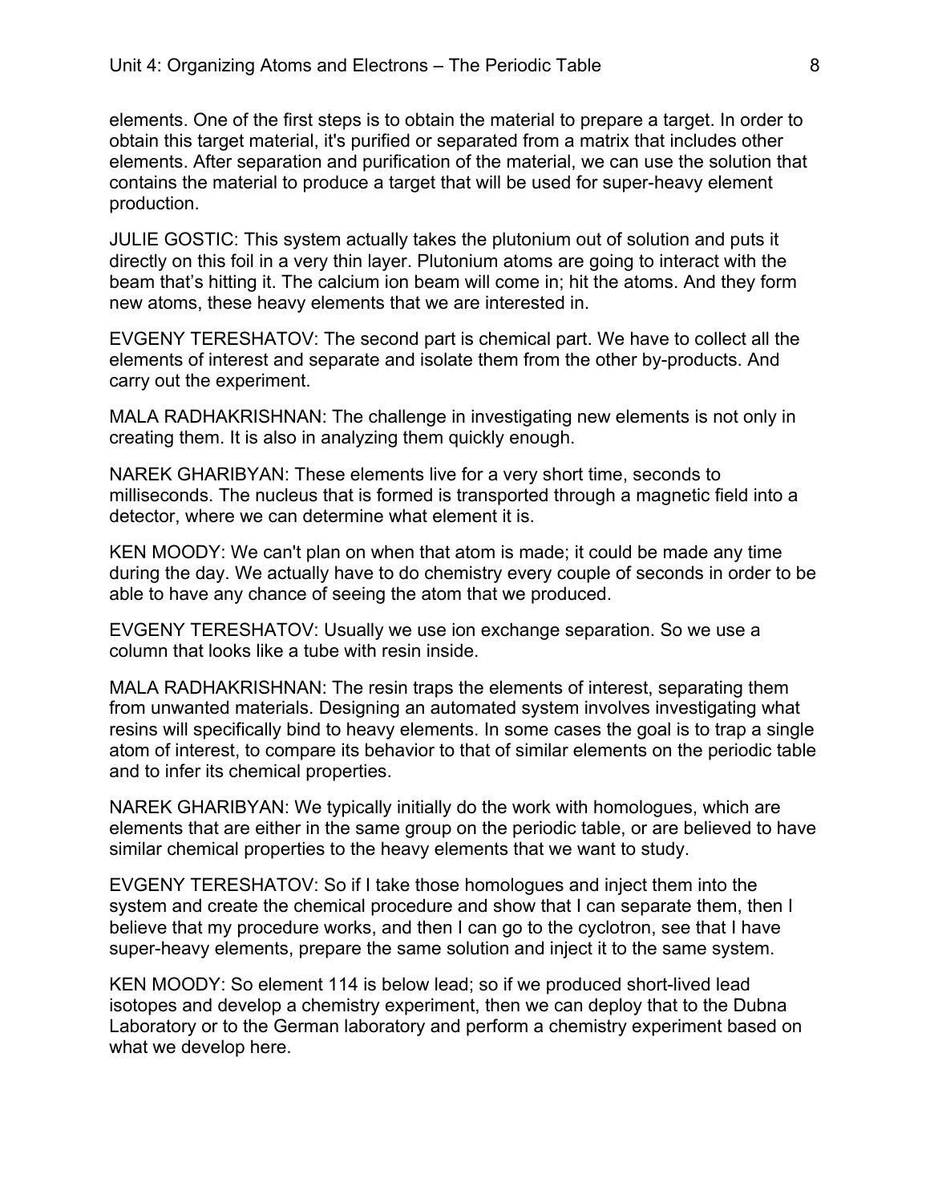elements. One of the first steps is to obtain the material to prepare a target. In order to obtain this target material, it's purified or separated from a matrix that includes other elements. After separation and purification of the material, we can use the solution that contains the material to produce a target that will be used for super-heavy element production.

JULIE GOSTIC: This system actually takes the plutonium out of solution and puts it directly on this foil in a very thin layer. Plutonium atoms are going to interact with the beam that's hitting it. The calcium ion beam will come in; hit the atoms. And they form new atoms, these heavy elements that we are interested in.

EVGENY TERESHATOV: The second part is chemical part. We have to collect all the elements of interest and separate and isolate them from the other by-products. And carry out the experiment.

MALA RADHAKRISHNAN: The challenge in investigating new elements is not only in creating them. It is also in analyzing them quickly enough.

NAREK GHARIBYAN: These elements live for a very short time, seconds to milliseconds. The nucleus that is formed is transported through a magnetic field into a detector, where we can determine what element it is.

KEN MOODY: We can't plan on when that atom is made; it could be made any time during the day. We actually have to do chemistry every couple of seconds in order to be able to have any chance of seeing the atom that we produced.

EVGENY TERESHATOV: Usually we use ion exchange separation. So we use a column that looks like a tube with resin inside.

MALA RADHAKRISHNAN: The resin traps the elements of interest, separating them from unwanted materials. Designing an automated system involves investigating what resins will specifically bind to heavy elements. In some cases the goal is to trap a single atom of interest, to compare its behavior to that of similar elements on the periodic table and to infer its chemical properties.

NAREK GHARIBYAN: We typically initially do the work with homologues, which are elements that are either in the same group on the periodic table, or are believed to have similar chemical properties to the heavy elements that we want to study.

EVGENY TERESHATOV: So if I take those homologues and inject them into the system and create the chemical procedure and show that I can separate them, then I believe that my procedure works, and then I can go to the cyclotron, see that I have super-heavy elements, prepare the same solution and inject it to the same system.

KEN MOODY: So element 114 is below lead; so if we produced short-lived lead isotopes and develop a chemistry experiment, then we can deploy that to the Dubna Laboratory or to the German laboratory and perform a chemistry experiment based on what we develop here.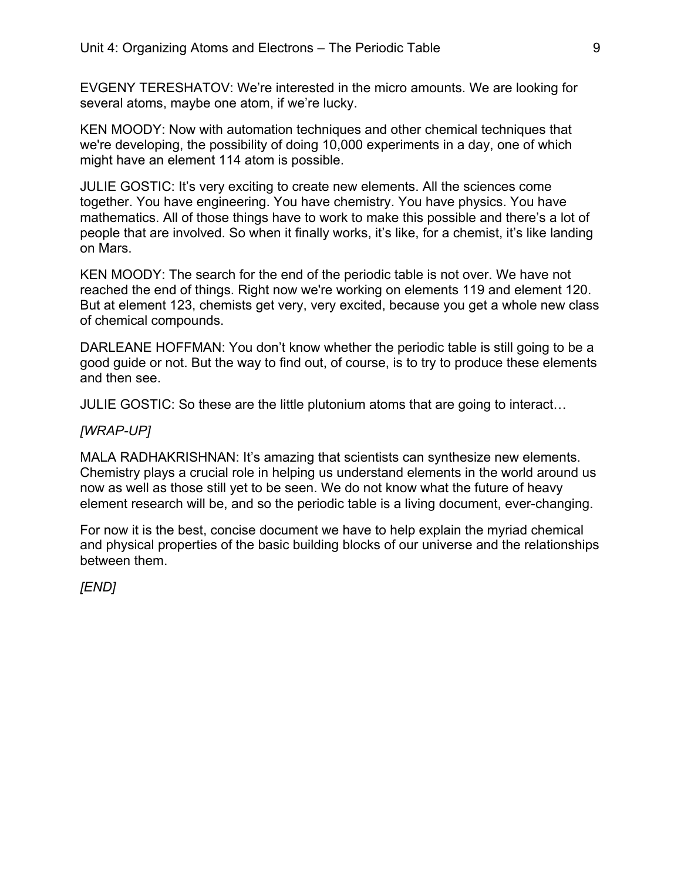EVGENY TERESHATOV: We're interested in the micro amounts. We are looking for several atoms, maybe one atom, if we're lucky.

KEN MOODY: Now with automation techniques and other chemical techniques that we're developing, the possibility of doing 10,000 experiments in a day, one of which might have an element 114 atom is possible.

JULIE GOSTIC: It's very exciting to create new elements. All the sciences come together. You have engineering. You have chemistry. You have physics. You have mathematics. All of those things have to work to make this possible and there's a lot of people that are involved. So when it finally works, it's like, for a chemist, it's like landing on Mars.

KEN MOODY: The search for the end of the periodic table is not over. We have not reached the end of things. Right now we're working on elements 119 and element 120. But at element 123, chemists get very, very excited, because you get a whole new class of chemical compounds.

DARLEANE HOFFMAN: You don't know whether the periodic table is still going to be a good guide or not. But the way to find out, of course, is to try to produce these elements and then see.

JULIE GOSTIC: So these are the little plutonium atoms that are going to interact…

*[WRAP-UP]*

MALA RADHAKRISHNAN: It's amazing that scientists can synthesize new elements. Chemistry plays a crucial role in helping us understand elements in the world around us now as well as those still yet to be seen. We do not know what the future of heavy element research will be, and so the periodic table is a living document, ever-changing.

For now it is the best, concise document we have to help explain the myriad chemical and physical properties of the basic building blocks of our universe and the relationships between them.

*[END]*